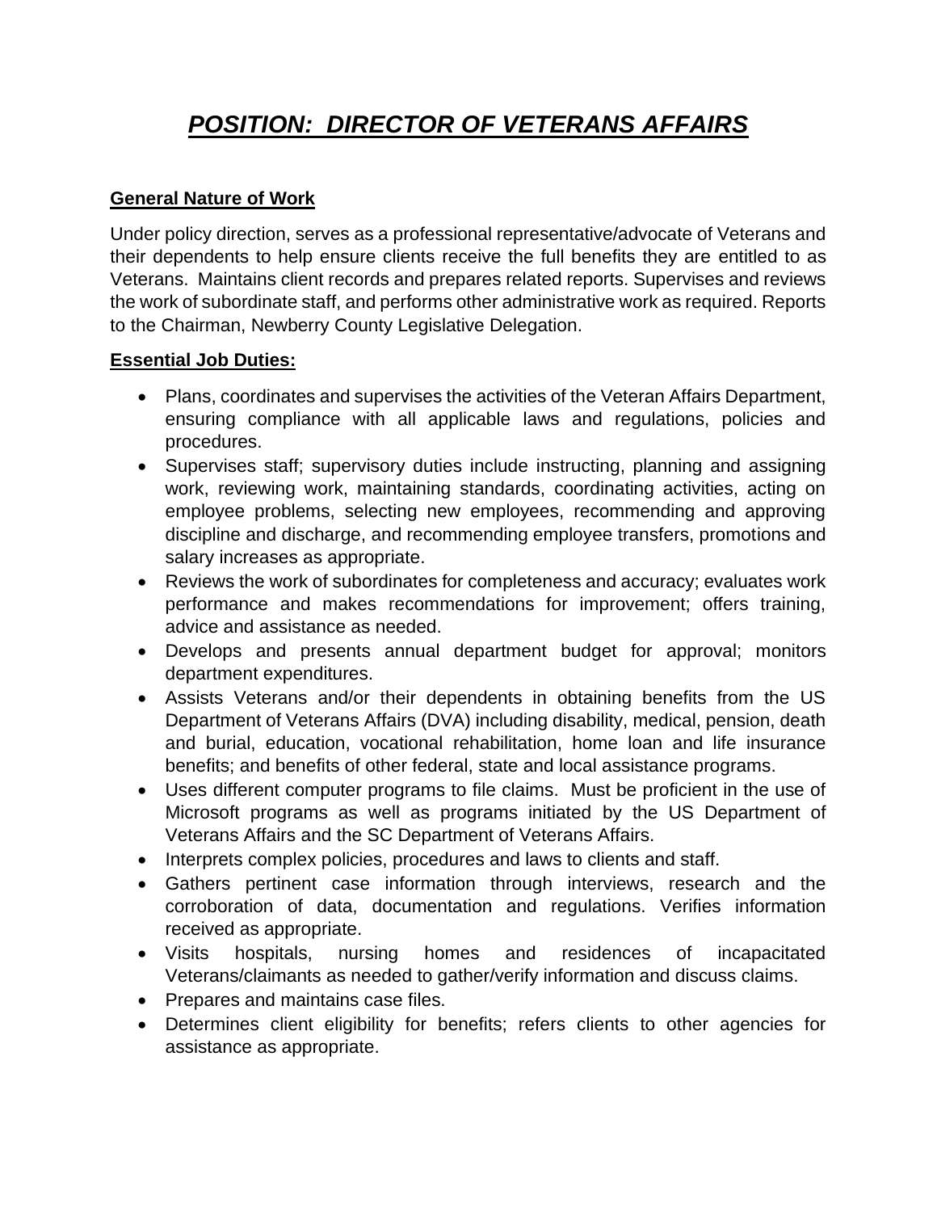# ***POSITION: DIRECTOR OF VETERANS AFFAIRS***

**General Nature of Work**

Under policy direction, serves as a professional representative/advocate of Veterans and their dependents to help ensure clients receive the full benefits they are entitled to as Veterans. Maintains client records and prepares related reports. Supervises and reviews the work of subordinate staff, and performs other administrative work as required. Reports to the Chairman, Newberry County Legislative Delegation.

**Essential Job Duties:**

- Plans, coordinates and supervises the activities of the Veteran Affairs Department, ensuring compliance with all applicable laws and regulations, policies and procedures.
- Supervises staff; supervisory duties include instructing, planning and assigning work, reviewing work, maintaining standards, coordinating activities, acting on employee problems, selecting new employees, recommending and approving discipline and discharge, and recommending employee transfers, promotions and salary increases as appropriate.
- Reviews the work of subordinates for completeness and accuracy; evaluates work performance and makes recommendations for improvement; offers training, advice and assistance as needed.
- Develops and presents annual department budget for approval; monitors department expenditures.
- Assists Veterans and/or their dependents in obtaining benefits from the US Department of Veterans Affairs (DVA) including disability, medical, pension, death and burial, education, vocational rehabilitation, home loan and life insurance benefits; and benefits of other federal, state and local assistance programs.
- Uses different computer programs to file claims. Must be proficient in the use of Microsoft programs as well as programs initiated by the US Department of Veterans Affairs and the SC Department of Veterans Affairs.
- Interprets complex policies, procedures and laws to clients and staff.
- Gathers pertinent case information through interviews, research and the corroboration of data, documentation and regulations. Verifies information received as appropriate.
- Visits hospitals, nursing homes and residences of incapacitated Veterans/claimants as needed to gather/verify information and discuss claims.
- Prepares and maintains case files.
- Determines client eligibility for benefits; refers clients to other agencies for assistance as appropriate.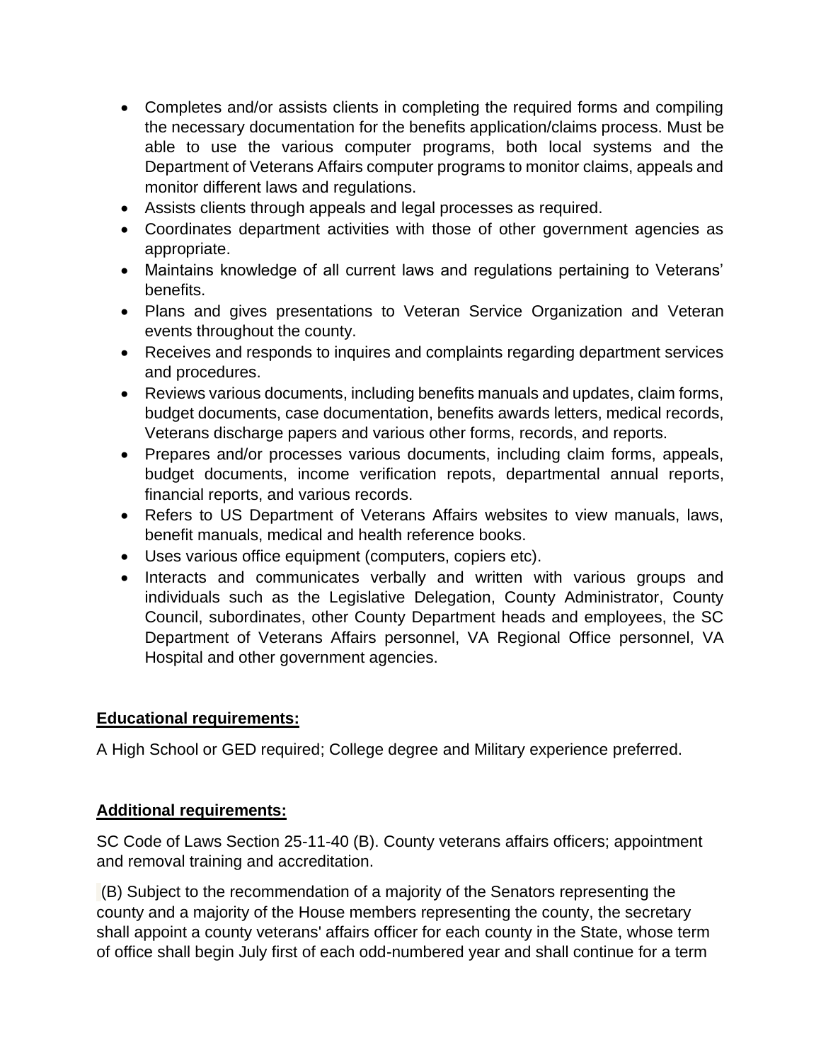- Completes and/or assists clients in completing the required forms and compiling the necessary documentation for the benefits application/claims process. Must be able to use the various computer programs, both local systems and the Department of Veterans Affairs computer programs to monitor claims, appeals and monitor different laws and regulations.
- Assists clients through appeals and legal processes as required.
- Coordinates department activities with those of other government agencies as appropriate.
- Maintains knowledge of all current laws and regulations pertaining to Veterans' benefits.
- Plans and gives presentations to Veteran Service Organization and Veteran events throughout the county.
- Receives and responds to inquires and complaints regarding department services and procedures.
- Reviews various documents, including benefits manuals and updates, claim forms, budget documents, case documentation, benefits awards letters, medical records, Veterans discharge papers and various other forms, records, and reports.
- Prepares and/or processes various documents, including claim forms, appeals, budget documents, income verification repots, departmental annual reports, financial reports, and various records.
- Refers to US Department of Veterans Affairs websites to view manuals, laws, benefit manuals, medical and health reference books.
- Uses various office equipment (computers, copiers etc).
- Interacts and communicates verbally and written with various groups and individuals such as the Legislative Delegation, County Administrator, County Council, subordinates, other County Department heads and employees, the SC Department of Veterans Affairs personnel, VA Regional Office personnel, VA Hospital and other government agencies.

**Educational requirements:**

A High School or GED required; College degree and Military experience preferred.

**Additional requirements:**

SC Code of Laws Section 25-11-40 (B). County veterans affairs officers; appointment and removal training and accreditation.

(B) Subject to the recommendation of a majority of the Senators representing the county and a majority of the House members representing the county, the secretary shall appoint a county veterans' affairs officer for each county in the State, whose term of office shall begin July first of each odd-numbered year and shall continue for a term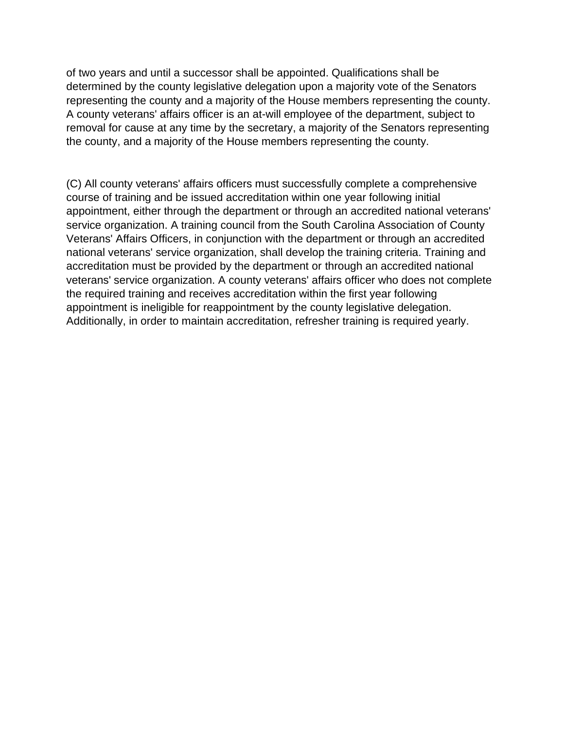of two years and until a successor shall be appointed. Qualifications shall be determined by the county legislative delegation upon a majority vote of the Senators representing the county and a majority of the House members representing the county. A county veterans' affairs officer is an at-will employee of the department, subject to removal for cause at any time by the secretary, a majority of the Senators representing the county, and a majority of the House members representing the county.

(C) All county veterans' affairs officers must successfully complete a comprehensive course of training and be issued accreditation within one year following initial appointment, either through the department or through an accredited national veterans' service organization. A training council from the South Carolina Association of County Veterans' Affairs Officers, in conjunction with the department or through an accredited national veterans' service organization, shall develop the training criteria. Training and accreditation must be provided by the department or through an accredited national veterans' service organization. A county veterans' affairs officer who does not complete the required training and receives accreditation within the first year following appointment is ineligible for reappointment by the county legislative delegation. Additionally, in order to maintain accreditation, refresher training is required yearly.